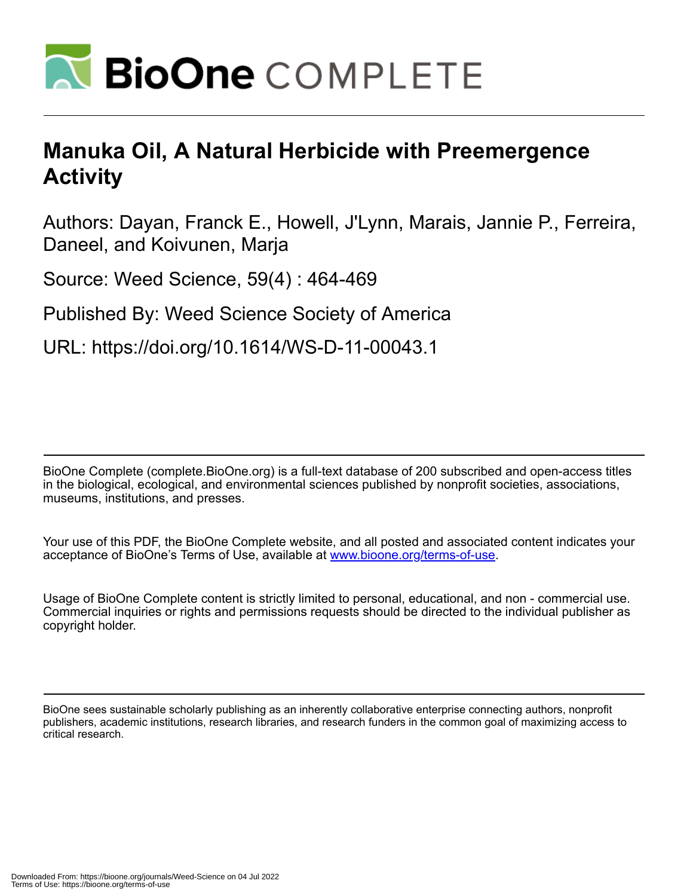# Manuka Oil, A Natural Herbicide with Preemergence Activity

Authors: Dayan, Franck E., Howell, J'Lynn, Marais, Jannie P., Ferreira, Daneel, and Koivunen, Marja

Source: Weed Science, 59(4) : 464-469

Published By: Weed Science Society of America

URL: https://doi.org/10.1614/WS-D-11-00043.1

BioOne Complete (complete.BioOne.org) is a full-text database of 200 subscribed and open-access titles in the biological, ecological, and environmental sciences published by nonprofit societies, associations, museums, institutions, and presses.

Your use of this PDF, the BioOne Complete website, and all posted and associated content indicates your acceptance of BioOne's Terms of Use, available at www.bioone.org/terms-of-use.

Usage of BioOne Complete content is strictly limited to personal, educational, and non - commercial use. Commercial inquiries or rights and permissions requests should be directed to the individual publisher as copyright holder.

BioOne sees sustainable scholarly publishing as an inherently collaborative enterprise connecting authors, nonprofit publishers, academic institutions, research libraries, and research funders in the common goal of maximizing access to critical research.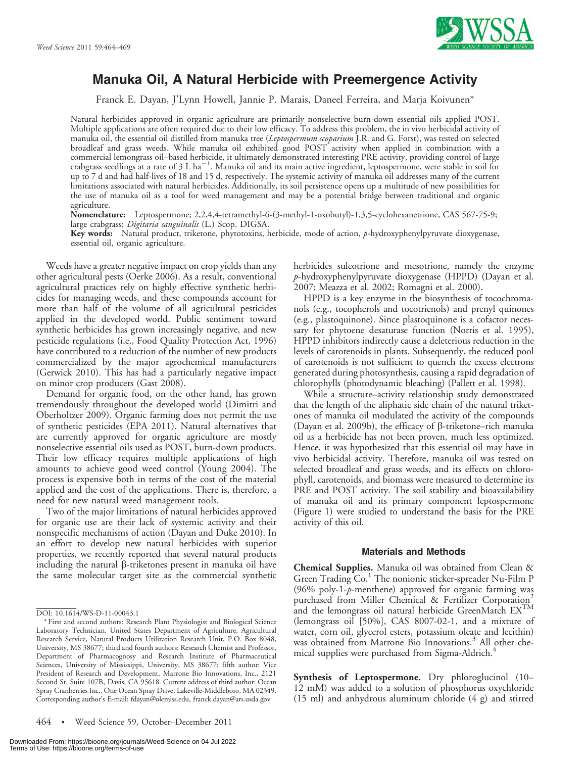# Manuka Oil, A Natural Herbicide with Preemergence Activity

Franck E. Dayan, J'Lynn Howell, Jannie P. Marais, Daneel Ferreira, and Marja Koivunen*

Natural herbicides approved in organic agriculture are primarily nonselective burn-down essential oils applied POST. Multiple applications are often required due to their low efficacy. To address this problem, the in vivo herbicidal activity of manuka oil, the essential oil distilled from manuka tree (*Leptospermum scoparium* J.R. and G. Forst), was tested on selected broadleaf and grass weeds. While manuka oil exhibited good POST activity when applied in combination with a commercial lemongrass oil–based herbicide, it ultimately demonstrated interesting PRE activity, providing control of large crabgrass seedlings at a rate of 3 L ha$^{-1}$. Manuka oil and its main active ingredient, leptospermone, were stable in soil for up to 7 d and had half-lives of 18 and 15 d, respectively. The systemic activity of manuka oil addresses many of the current limitations associated with natural herbicides. Additionally, its soil persistence opens up a multitude of new possibilities for the use of manuka oil as a tool for weed management and may be a potential bridge between traditional and organic agriculture.

**Nomenclature:** Leptospermone; 2,2,4,4-tetramethyl-6-(3-methyl-1-oxobutyl)-1,3,5-cyclohexanetrione, CAS 567-75-9; large crabgrass; *Digitaria sanguinalis* (L.) Scop. DIGSA.

**Key words:** Natural product, triketone, phytotoxins, herbicide, mode of action, *p*-hydroxyphenylpyruvate dioxygenase, essential oil, organic agriculture.

Weeds have a greater negative impact on crop yields than any other agricultural pests (Oerke 2006). As a result, conventional agricultural practices rely on highly effective synthetic herbicides for managing weeds, and these compounds account for more than half of the volume of all agricultural pesticides applied in the developed world. Public sentiment toward synthetic herbicides has grown increasingly negative, and new pesticide regulations (i.e., Food Quality Protection Act, 1996) have contributed to a reduction of the number of new products commercialized by the major agrochemical manufacturers (Gerwick 2010). This has had a particularly negative impact on minor crop producers (Gast 2008).

Demand for organic food, on the other hand, has grown tremendously throughout the developed world (Dimitri and Oberholtzer 2009). Organic farming does not permit the use of synthetic pesticides (EPA 2011). Natural alternatives that are currently approved for organic agriculture are mostly nonselective essential oils used as POST, burn-down products. Their low efficacy requires multiple applications of high amounts to achieve good weed control (Young 2004). The process is expensive both in terms of the cost of the material applied and the cost of the applications. There is, therefore, a need for new natural weed management tools.

Two of the major limitations of natural herbicides approved for organic use are their lack of systemic activity and their nonspecific mechanisms of action (Dayan and Duke 2010). In an effort to develop new natural herbicides with superior properties, we recently reported that several natural products including the natural β-triketones present in manuka oil have the same molecular target site as the commercial synthetic herbicides sulcotrione and mesotrione, namely the enzyme *p*-hydroxyphenylpyruvate dioxygenase (HPPD) (Dayan et al. 2007; Meazza et al. 2002; Romagni et al. 2000).

HPPD is a key enzyme in the biosynthesis of tocochromanols (e.g., tocopherols and tocotrienols) and prenyl quinones (e.g., plastoquinone). Since plastoquinone is a cofactor necessary for phytoene desaturase function (Norris et al. 1995), HPPD inhibitors indirectly cause a deleterious reduction in the levels of carotenoids in plants. Subsequently, the reduced pool of carotenoids is not sufficient to quench the excess electrons generated during photosynthesis, causing a rapid degradation of chlorophylls (photodynamic bleaching) (Pallett et al. 1998).

While a structure–activity relationship study demonstrated that the length of the aliphatic side chain of the natural triketones of manuka oil modulated the activity of the compounds (Dayan et al. 2009b), the efficacy of β-triketone–rich manuka oil as a herbicide has not been proven, much less optimized. Hence, it was hypothesized that this essential oil may have in vivo herbicidal activity. Therefore, manuka oil was tested on selected broadleaf and grass weeds, and its effects on chlorophyll, carotenoids, and biomass were measured to determine its PRE and POST activity. The soil stability and bioavailability of manuka oil and its primary component leptospermone (Figure 1) were studied to understand the basis for the PRE activity of this oil.

## Materials and Methods

**Chemical Supplies.** Manuka oil was obtained from Clean & Green Trading Co.[1] The nonionic sticker-spreader Nu-Film P (96% poly-1-*p*-menthene) approved for organic farming was purchased from Miller Chemical & Fertilizer Corporation[2] and the lemongrass oil natural herbicide GreenMatch EX™ (lemongrass oil [50%], CAS 8007-02-1, and a mixture of water, corn oil, glycerol esters, potassium oleate and lecithin) was obtained from Marrone Bio Innovations.[3] All other chemical supplies were purchased from Sigma-Aldrich.[4]

**Synthesis of Leptospermone.** Dry phloroglucinol (10–12 mM) was added to a solution of phosphorus oxychloride (15 ml) and anhydrous aluminum chloride (4 g) and stirred

DOI: 10.1614/WS-D-11-00043.1

\* First and second authors: Research Plant Physiologist and Biological Science Laboratory Technician, United States Department of Agriculture, Agricultural Research Service, Natural Products Utilization Research Unit, P.O. Box 8048, University, MS 38677; third and fourth authors: Research Chemist and Professor, Department of Pharmacognosy and Research Institute of Pharmaceutical Sciences, University of Mississippi, University, MS 38677; fifth author: Vice President of Research and Development, Marrone Bio Innovations, Inc., 2121 Second St. Suite 107B, Davis, CA 95618. Current address of third author: Ocean Spray Cranberries Inc., One Ocean Spray Drive, Lakeville-Middleboro, MA 02349. Corresponding author's E-mail: fdayan@olemiss.edu, franck.dayan@ars.usda.gov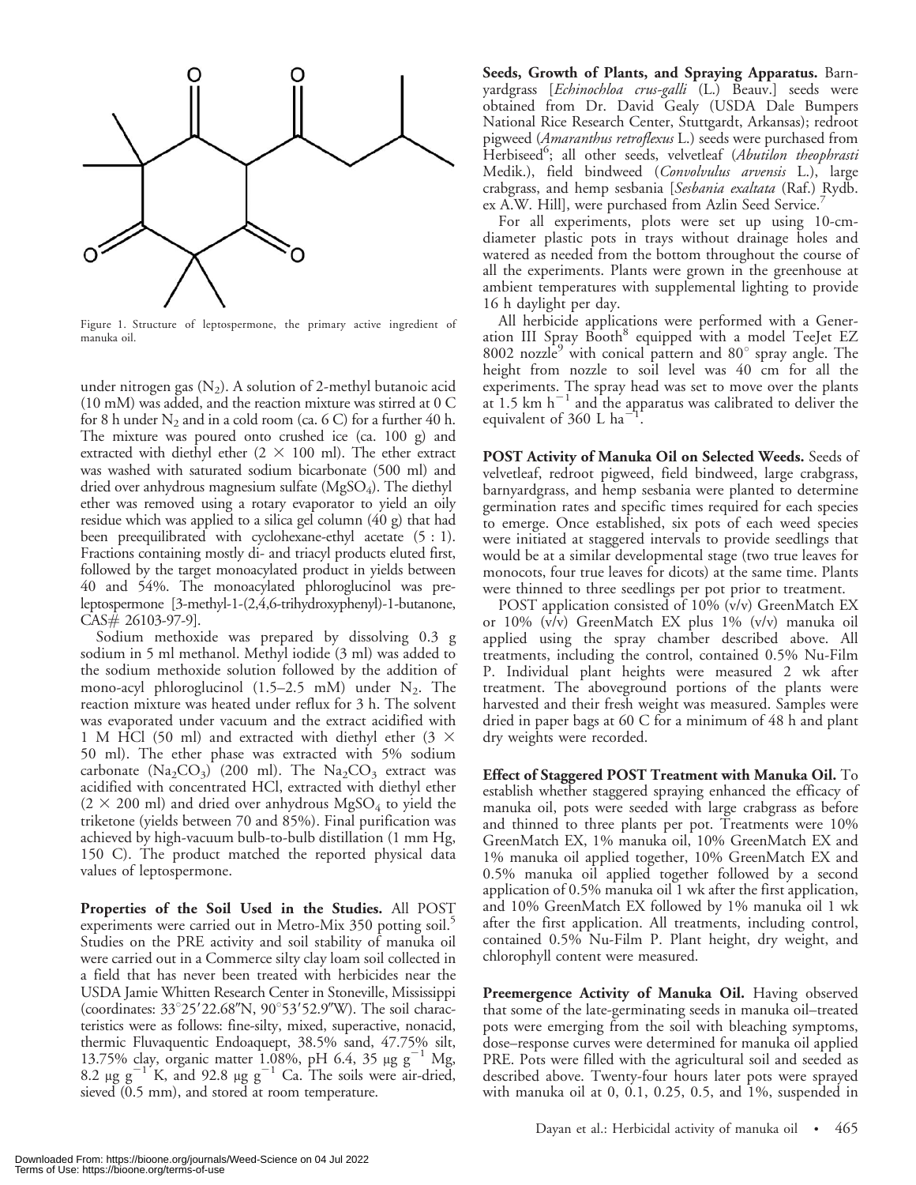Figure 1. Structure of leptospermone, the primary active ingredient of manuka oil.

under nitrogen gas ($N_2$). A solution of 2-methyl butanoic acid (10 mM) was added, and the reaction mixture was stirred at 0 C for 8 h under $N_2$ and in a cold room (ca. 6 C) for a further 40 h. The mixture was poured onto crushed ice (ca. 100 g) and extracted with diethyl ether (2 × 100 ml). The ether extract was washed with saturated sodium bicarbonate (500 ml) and dried over anhydrous magnesium sulfate ($MgSO_4$). The diethyl ether was removed using a rotary evaporator to yield an oily residue which was applied to a silica gel column (40 g) that had been preequilibrated with cyclohexane-ethyl acetate (5 : 1). Fractions containing mostly di- and triacyl products eluted first, followed by the target monoacylated product in yields between 40 and 54%. The monoacylated phloroglucinol was preleptospermone [3-methyl-1-(2,4,6-trihydroxyphenyl)-1-butanone, CAS# 26103-97-9].

Sodium methoxide was prepared by dissolving 0.3 g sodium in 5 ml methanol. Methyl iodide (3 ml) was added to the sodium methoxide solution followed by the addition of mono-acyl phloroglucinol (1.5–2.5 mM) under $N_2$. The reaction mixture was heated under reflux for 3 h. The solvent was evaporated under vacuum and the extract acidified with 1 M HCl (50 ml) and extracted with diethyl ether (3 × 50 ml). The ether phase was extracted with 5% sodium carbonate ($Na_2CO_3$) (200 ml). The $Na_2CO_3$ extract was acidified with concentrated HCl, extracted with diethyl ether (2 × 200 ml) and dried over anhydrous $MgSO_4$ to yield the triketone (yields between 70 and 85%). Final purification was achieved by high-vacuum bulb-to-bulb distillation (1 mm Hg, 150 C). The product matched the reported physical data values of leptospermone.

**Properties of the Soil Used in the Studies.** All POST experiments were carried out in Metro-Mix 350 potting soil.[5] Studies on the PRE activity and soil stability of manuka oil were carried out in a Commerce silty clay loam soil collected in a field that has never been treated with herbicides near the USDA Jamie Whitten Research Center in Stoneville, Mississippi (coordinates: 33°25′22.68″N, 90°53′52.9″W). The soil characteristics were as follows: fine-silty, mixed, superactive, nonacid, thermic Fluvaquentic Endoaquept, 38.5% sand, 47.75% silt, 13.75% clay, organic matter 1.08%, pH 6.4, 35 μg $g^{-1}$ Mg, 8.2 μg $g^{-1}$ K, and 92.8 μg $g^{-1}$ Ca. The soils were air-dried, sieved (0.5 mm), and stored at room temperature.

**Seeds, Growth of Plants, and Spraying Apparatus.** Barnyardgrass [*Echinochloa crus-galli* (L.) Beauv.] seeds were obtained from Dr. David Gealy (USDA Dale Bumpers National Rice Research Center, Stuttgart, Arkansas); redroot pigweed (*Amaranthus retroflexus* L.) seeds were purchased from Herbiseed[6]; all other seeds, velvetleaf (*Abutilon theophrasti* Medik.), field bindweed (*Convolvulus arvensis* L.), large crabgrass, and hemp sesbania [*Sesbania exaltata* (Raf.) Rydb. ex A.W. Hill], were purchased from Azlin Seed Service.[7]

For all experiments, plots were set up using 10-cm-diameter plastic pots in trays without drainage holes and watered as needed from the bottom throughout the course of all the experiments. Plants were grown in the greenhouse at ambient temperatures with supplemental lighting to provide 16 h daylight per day.

All herbicide applications were performed with a Generation III Spray Booth[8] equipped with a model TeeJet EZ 8002 nozzle[9] with conical pattern and 80° spray angle. The height from nozzle to soil level was 40 cm for all the experiments. The spray head was set to move over the plants at 1.5 km $h^{-1}$ and the apparatus was calibrated to deliver the equivalent of 360 L $ha^{-1}$.

**POST Activity of Manuka Oil on Selected Weeds.** Seeds of velvetleaf, redroot pigweed, field bindweed, large crabgrass, barnyardgrass, and hemp sesbania were planted to determine germination rates and specific times required for each species to emerge. Once established, six pots of each weed species were initiated at staggered intervals to provide seedlings that would be at a similar developmental stage (two true leaves for monocots, four true leaves for dicots) at the same time. Plants were thinned to three seedlings per pot prior to treatment.

POST application consisted of 10% (v/v) GreenMatch EX or 10% (v/v) GreenMatch EX plus 1% (v/v) manuka oil applied using the spray chamber described above. All treatments, including the control, contained 0.5% Nu-Film P. Individual plant heights were measured 2 wk after treatment. The aboveground portions of the plants were harvested and their fresh weight was measured. Samples were dried in paper bags at 60 C for a minimum of 48 h and plant dry weights were recorded.

**Effect of Staggered POST Treatment with Manuka Oil.** To establish whether staggered spraying enhanced the efficacy of manuka oil, pots were seeded with large crabgrass as before and thinned to three plants per pot. Treatments were 10% GreenMatch EX, 1% manuka oil, 10% GreenMatch EX and 1% manuka oil applied together, 10% GreenMatch EX and 0.5% manuka oil applied together followed by a second application of 0.5% manuka oil 1 wk after the first application, and 10% GreenMatch EX followed by 1% manuka oil 1 wk after the first application. All treatments, including control, contained 0.5% Nu-Film P. Plant height, dry weight, and chlorophyll content were measured.

**Preemergence Activity of Manuka Oil.** Having observed that some of the late-germinating seeds in manuka oil–treated pots were emerging from the soil with bleaching symptoms, dose–response curves were determined for manuka oil applied PRE. Pots were filled with the agricultural soil and seeded as described above. Twenty-four hours later pots were sprayed with manuka oil at 0, 0.1, 0.25, 0.5, and 1%, suspended in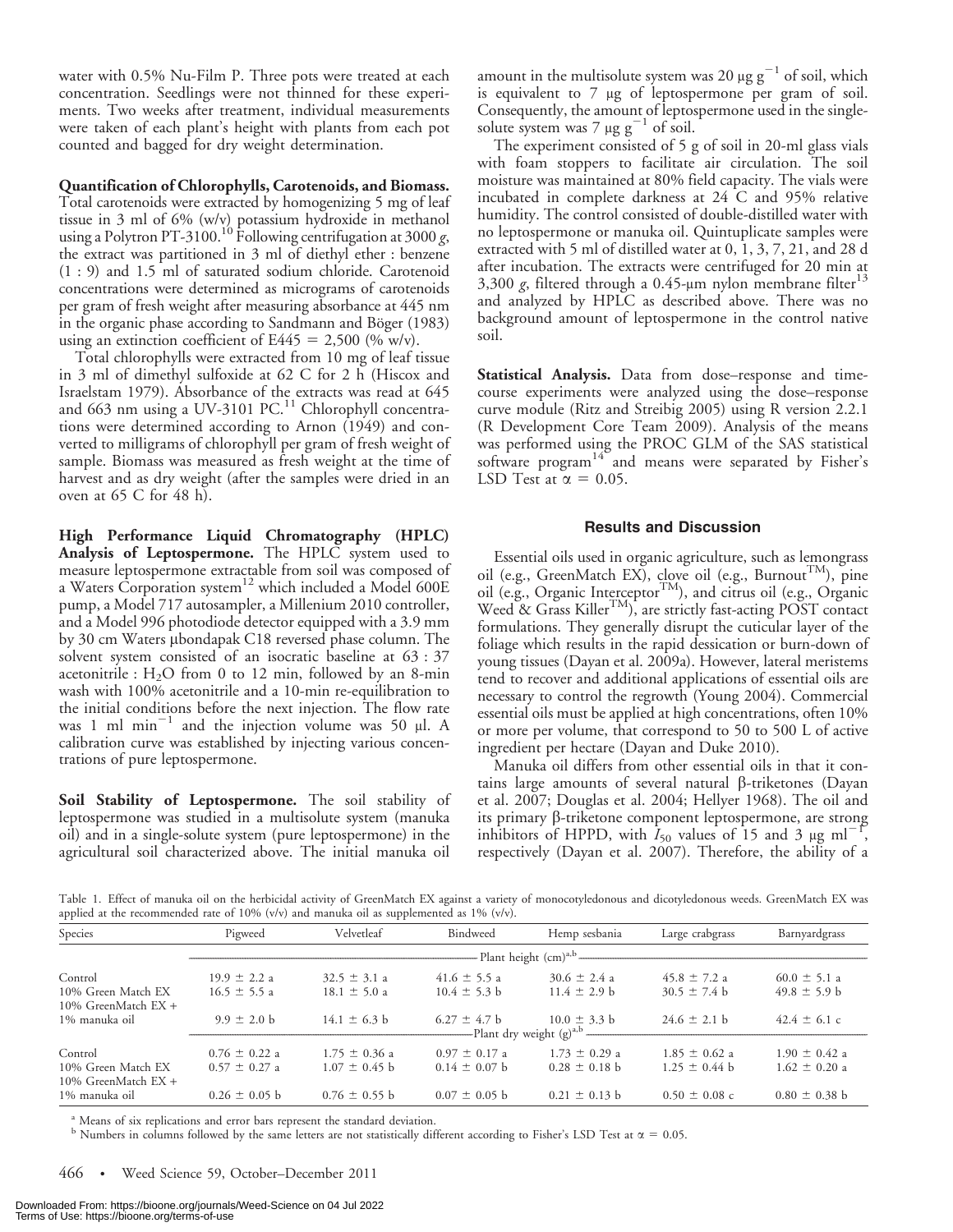water with 0.5% Nu-Film P. Three pots were treated at each concentration. Seedlings were not thinned for these experiments. Two weeks after treatment, individual measurements were taken of each plant's height with plants from each pot counted and bagged for dry weight determination.

**Quantification of Chlorophylls, Carotenoids, and Biomass.** Total carotenoids were extracted by homogenizing 5 mg of leaf tissue in 3 ml of 6% (w/v) potassium hydroxide in methanol using a Polytron PT-3100.[10] Following centrifugation at 3000 *g*, the extract was partitioned in 3 ml of diethyl ether : benzene (1 : 9) and 1.5 ml of saturated sodium chloride. Carotenoid concentrations were determined as micrograms of carotenoids per gram of fresh weight after measuring absorbance at 445 nm in the organic phase according to Sandmann and Böger (1983) using an extinction coefficient of $E445 = 2{,}500$ (% w/v).

Total chlorophylls were extracted from 10 mg of leaf tissue in 3 ml of dimethyl sulfoxide at 62 C for 2 h (Hiscox and Israelstam 1979). Absorbance of the extracts was read at 645 and 663 nm using a UV-3101 PC.[11] Chlorophyll concentrations were determined according to Arnon (1949) and converted to milligrams of chlorophyll per gram of fresh weight of sample. Biomass was measured as fresh weight at the time of harvest and as dry weight (after the samples were dried in an oven at 65 C for 48 h).

**High Performance Liquid Chromatography (HPLC) Analysis of Leptospermone.** The HPLC system used to measure leptospermone extractable from soil was composed of a Waters Corporation system[12] which included a Model 600E pump, a Model 717 autosampler, a Millenium 2010 controller, and a Model 996 photodiode detector equipped with a 3.9 mm by 30 cm Waters µbondapak C18 reversed phase column. The solvent system consisted of an isocratic baseline at 63 : 37 acetonitrile : $H_2O$ from 0 to 12 min, followed by an 8-min wash with 100% acetonitrile and a 10-min re-equilibration to the initial conditions before the next injection. The flow rate was 1 ml $min^{-1}$ and the injection volume was 50 µl. A calibration curve was established by injecting various concentrations of pure leptospermone.

**Soil Stability of Leptospermone.** The soil stability of leptospermone was studied in a multisolute system (manuka oil) and in a single-solute system (pure leptospermone) in the agricultural soil characterized above. The initial manuka oil amount in the multisolute system was 20 µg $g^{-1}$ of soil, which is equivalent to 7 µg of leptospermone per gram of soil. Consequently, the amount of leptospermone used in the single-solute system was 7 µg $g^{-1}$ of soil.

The experiment consisted of 5 g of soil in 20-ml glass vials with foam stoppers to facilitate air circulation. The soil moisture was maintained at 80% field capacity. The vials were incubated in complete darkness at 24 C and 95% relative humidity. The control consisted of double-distilled water with no leptospermone or manuka oil. Quintuplicate samples were extracted with 5 ml of distilled water at 0, 1, 3, 7, 21, and 28 d after incubation. The extracts were centrifuged for 20 min at 3,300 *g*, filtered through a 0.45-µm nylon membrane filter[13] and analyzed by HPLC as described above. There was no background amount of leptospermone in the control native soil.

**Statistical Analysis.** Data from dose–response and time-course experiments were analyzed using the dose–response curve module (Ritz and Streibig 2005) using R version 2.2.1 (R Development Core Team 2009). Analysis of the means was performed using the PROC GLM of the SAS statistical software program[14] and means were separated by Fisher's LSD Test at $\alpha = 0.05$.

## Results and Discussion

Essential oils used in organic agriculture, such as lemongrass oil (e.g., GreenMatch EX), clove oil (e.g., Burnout™), pine oil (e.g., Organic Interceptor™), and citrus oil (e.g., Organic Weed & Grass Killer™), are strictly fast-acting POST contact formulations. They generally disrupt the cuticular layer of the foliage which results in the rapid dessication or burn-down of young tissues (Dayan et al. 2009a). However, lateral meristems tend to recover and additional applications of essential oils are necessary to control the regrowth (Young 2004). Commercial essential oils must be applied at high concentrations, often 10% or more per volume, that correspond to 50 to 500 L of active ingredient per hectare (Dayan and Duke 2010).

Manuka oil differs from other essential oils in that it contains large amounts of several natural β-triketones (Dayan et al. 2007; Douglas et al. 2004; Hellyer 1968). The oil and its primary β-triketone component leptospermone, are strong inhibitors of HPPD, with $I_{50}$ values of 15 and 3 µg $ml^{-1}$, respectively (Dayan et al. 2007). Therefore, the ability of a

Table 1. Effect of manuka oil on the herbicidal activity of GreenMatch EX against a variety of monocotyledonous and dicotyledonous weeds. GreenMatch EX was applied at the recommended rate of 10% (v/v) and manuka oil as supplemented as 1% (v/v).

| Species | Pigweed | Velvetleaf | Bindweed | Hemp sesbania | Large crabgrass | Barnyardgrass |
|---|---|---|---|---|---|---|
| | Plant height (cm)[a,b] | | | | | |
| Control | 19.9 ± 2.2 a | 32.5 ± 3.1 a | 41.6 ± 5.5 a | 30.6 ± 2.4 a | 45.8 ± 7.2 a | 60.0 ± 5.1 a |
| 10% Green Match EX | 16.5 ± 5.5 a | 18.1 ± 5.0 a | 10.4 ± 5.3 b | 11.4 ± 2.9 b | 30.5 ± 7.4 b | 49.8 ± 5.9 b |
| 10% GreenMatch EX + 1% manuka oil | 9.9 ± 2.0 b | 14.1 ± 6.3 b | 6.27 ± 4.7 b | 10.0 ± 3.3 b | 24.6 ± 2.1 b | 42.4 ± 6.1 c |
| | Plant dry weight (g)[a,b] | | | | | |
| Control | 0.76 ± 0.22 a | 1.75 ± 0.36 a | 0.97 ± 0.17 a | 1.73 ± 0.29 a | 1.85 ± 0.62 a | 1.90 ± 0.42 a |
| 10% Green Match EX | 0.57 ± 0.27 a | 1.07 ± 0.45 b | 0.14 ± 0.07 b | 0.28 ± 0.18 b | 1.25 ± 0.44 b | 1.62 ± 0.20 a |
| 10% GreenMatch EX + 1% manuka oil | 0.26 ± 0.05 b | 0.76 ± 0.55 b | 0.07 ± 0.05 b | 0.21 ± 0.13 b | 0.50 ± 0.08 c | 0.80 ± 0.38 b |

[a] Means of six replications and error bars represent the standard deviation.
[b] Numbers in columns followed by the same letters are not statistically different according to Fisher's LSD Test at $\alpha = 0.05$.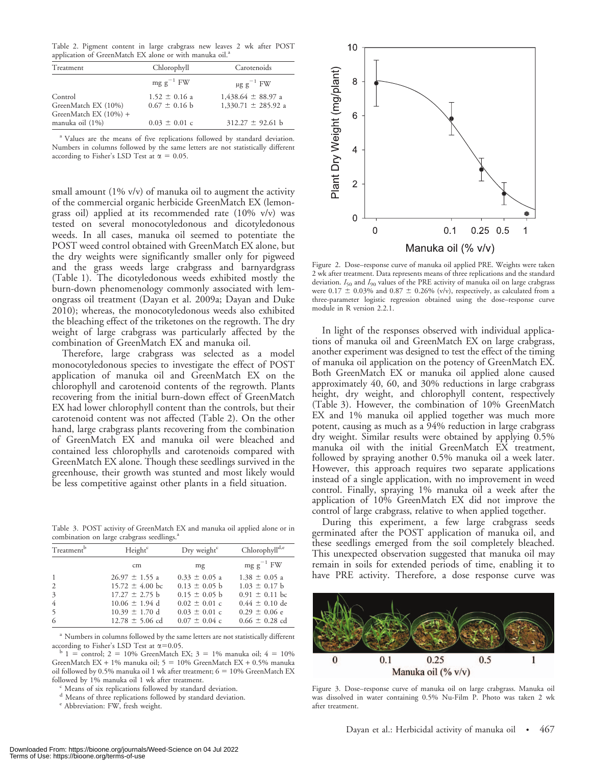Table 2. Pigment content in large crabgrass new leaves 2 wk after POST application of GreenMatch EX alone or with manuka oil.[a]

| Treatment | Chlorophyll | Carotenoids |
|---|---|---|
| | mg g$^{-1}$ FW | μg g$^{-1}$ FW |
| Control | 1.52 ± 0.16 a | 1,438.64 ± 88.97 a |
| GreenMatch EX (10%) | 0.67 ± 0.16 b | 1,330.71 ± 285.92 a |
| GreenMatch EX (10%) + manuka oil (1%) | 0.03 ± 0.01 c | 312.27 ± 92.61 b |

[a] Values are the means of five replications followed by standard deviation. Numbers in columns followed by the same letters are not statistically different according to Fisher's LSD Test at $\alpha = 0.05$.

small amount (1% v/v) of manuka oil to augment the activity of the commercial organic herbicide GreenMatch EX (lemongrass oil) applied at its recommended rate (10% v/v) was tested on several monocotyledonous and dicotyledonous weeds. In all cases, manuka oil seemed to potentiate the POST weed control obtained with GreenMatch EX alone, but the dry weights were significantly smaller only for pigweed and the grass weeds large crabgrass and barnyardgrass (Table 1). The dicotyledonous weeds exhibited mostly the burn-down phenomenology commonly associated with lemongrass oil treatment (Dayan et al. 2009a; Dayan and Duke 2010); whereas, the monocotyledonous weeds also exhibited the bleaching effect of the triketones on the regrowth. The dry weight of large crabgrass was particularly affected by the combination of GreenMatch EX and manuka oil.

Therefore, large crabgrass was selected as a model monocotyledonous species to investigate the effect of POST application of manuka oil and GreenMatch EX on the chlorophyll and carotenoid contents of the regrowth. Plants recovering from the initial burn-down effect of GreenMatch EX had lower chlorophyll content than the controls, but their carotenoid content was not affected (Table 2). On the other hand, large crabgrass plants recovering from the combination of GreenMatch EX and manuka oil were bleached and contained less chlorophylls and carotenoids compared with GreenMatch EX alone. Though these seedlings survived in the greenhouse, their growth was stunted and most likely would be less competitive against other plants in a field situation.

Table 3. POST activity of GreenMatch EX and manuka oil applied alone or in combination on large crabgrass seedlings.[a]

| Treatment[b] | Height[c] | Dry weight[c] | Chlorophyll[d,e] |
|---|---|---|---|
| | cm | mg | mg g$^{-1}$ FW |
| 1 | 26.97 ± 1.55 a | 0.33 ± 0.05 a | 1.38 ± 0.05 a |
| 2 | 15.72 ± 4.00 bc | 0.13 ± 0.05 b | 1.03 ± 0.17 b |
| 3 | 17.27 ± 2.75 b | 0.15 ± 0.05 b | 0.91 ± 0.11 bc |
| 4 | 10.06 ± 1.94 d | 0.02 ± 0.01 c | 0.44 ± 0.10 de |
| 5 | 10.39 ± 1.70 d | 0.03 ± 0.01 c | 0.29 ± 0.06 e |
| 6 | 12.78 ± 5.06 cd | 0.07 ± 0.04 c | 0.66 ± 0.28 cd |

[a] Numbers in columns followed by the same letters are not statistically different according to Fisher's LSD Test at $\alpha$=0.05.
[b] 1 = control; 2 = 10% GreenMatch EX; 3 = 1% manuka oil; 4 = 10% GreenMatch EX + 1% manuka oil; 5 = 10% GreenMatch EX + 0.5% manuka oil followed by 0.5% manuka oil 1 wk after treatment; 6 = 10% GreenMatch EX followed by 1% manuka oil 1 wk after treatment.
[c] Means of six replications followed by standard deviation.
[d] Means of three replications followed by standard deviation.
[e] Abbreviation: FW, fresh weight.

Figure 2. Dose–response curve of manuka oil applied PRE. Weights were taken 2 wk after treatment. Data represents means of three replications and the standard deviation. $I_{50}$ and $I_{90}$ values of the PRE activity of manuka oil on large crabgrass were 0.17 ± 0.03% and 0.87 ± 0.26% (v/v), respectively, as calculated from a three-parameter logistic regression obtained using the dose–response curve module in R version 2.2.1.

In light of the responses observed with individual applications of manuka oil and GreenMatch EX on large crabgrass, another experiment was designed to test the effect of the timing of manuka oil application on the potency of GreenMatch EX. Both GreenMatch EX or manuka oil applied alone caused approximately 40, 60, and 30% reductions in large crabgrass height, dry weight, and chlorophyll content, respectively (Table 3). However, the combination of 10% GreenMatch EX and 1% manuka oil applied together was much more potent, causing as much as a 94% reduction in large crabgrass dry weight. Similar results were obtained by applying 0.5% manuka oil with the initial GreenMatch EX treatment, followed by spraying another 0.5% manuka oil a week later. However, this approach requires two separate applications instead of a single application, with no improvement in weed control. Finally, spraying 1% manuka oil a week after the application of 10% GreenMatch EX did not improve the control of large crabgrass, relative to when applied together.

During this experiment, a few large crabgrass seeds germinated after the POST application of manuka oil, and these seedlings emerged from the soil completely bleached. This unexpected observation suggested that manuka oil may remain in soils for extended periods of time, enabling it to have PRE activity. Therefore, a dose response curve was

Figure 3. Dose–response curve of manuka oil on large crabgrass. Manuka oil was dissolved in water containing 0.5% Nu-Film P. Photo was taken 2 wk after treatment.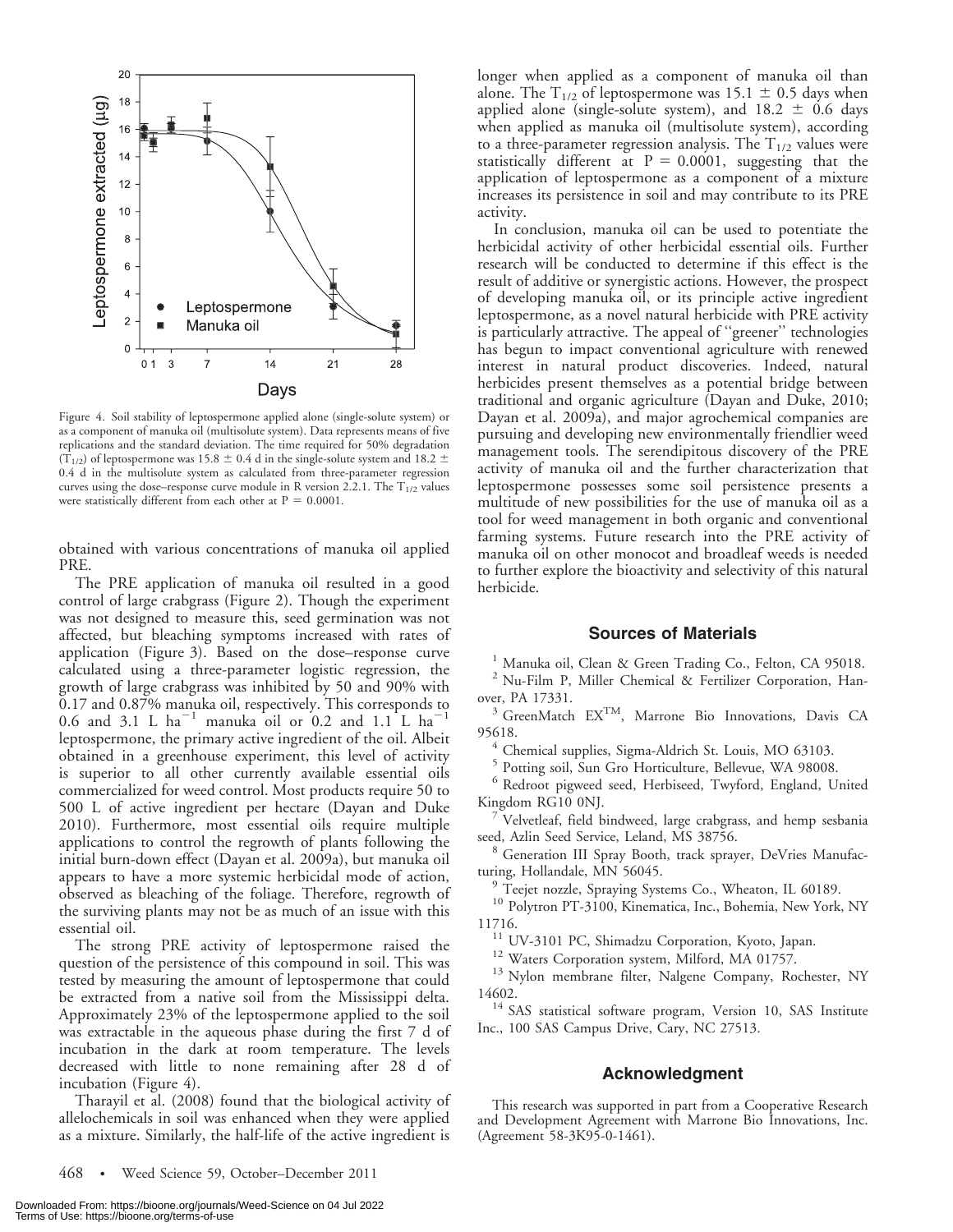Figure 4. Soil stability of leptospermone applied alone (single-solute system) or as a component of manuka oil (multisolute system). Data represents means of five replications and the standard deviation. The time required for 50% degradation ($T_{1/2}$) of leptospermone was 15.8 ± 0.4 d in the single-solute system and 18.2 ± 0.4 d in the multisolute system as calculated from three-parameter regression curves using the dose–response curve module in R version 2.2.1. The $T_{1/2}$ values were statistically different from each other at P = 0.0001.

obtained with various concentrations of manuka oil applied PRE.

The PRE application of manuka oil resulted in a good control of large crabgrass (Figure 2). Though the experiment was not designed to measure this, seed germination was not affected, but bleaching symptoms increased with rates of application (Figure 3). Based on the dose–response curve calculated using a three-parameter logistic regression, the growth of large crabgrass was inhibited by 50 and 90% with 0.17 and 0.87% manuka oil, respectively. This corresponds to 0.6 and 3.1 L $ha^{-1}$ manuka oil or 0.2 and 1.1 L $ha^{-1}$ leptospermone, the primary active ingredient of the oil. Albeit obtained in a greenhouse experiment, this level of activity is superior to all other currently available essential oils commercialized for weed control. Most products require 50 to 500 L of active ingredient per hectare (Dayan and Duke 2010). Furthermore, most essential oils require multiple applications to control the regrowth of plants following the initial burn-down effect (Dayan et al. 2009a), but manuka oil appears to have a more systemic herbicidal mode of action, observed as bleaching of the foliage. Therefore, regrowth of the surviving plants may not be as much of an issue with this essential oil.

The strong PRE activity of leptospermone raised the question of the persistence of this compound in soil. This was tested by measuring the amount of leptospermone that could be extracted from a native soil from the Mississippi delta. Approximately 23% of the leptospermone applied to the soil was extractable in the aqueous phase during the first 7 d of incubation in the dark at room temperature. The levels decreased with little to none remaining after 28 d of incubation (Figure 4).

Tharayil et al. (2008) found that the biological activity of allelochemicals in soil was enhanced when they were applied as a mixture. Similarly, the half-life of the active ingredient is longer when applied as a component of manuka oil than alone. The $T_{1/2}$ of leptospermone was 15.1 ± 0.5 days when applied alone (single-solute system), and 18.2 ± 0.6 days when applied as manuka oil (multisolute system), according to a three-parameter regression analysis. The $T_{1/2}$ values were statistically different at P = 0.0001, suggesting that the application of leptospermone as a component of a mixture increases its persistence in soil and may contribute to its PRE activity.

In conclusion, manuka oil can be used to potentiate the herbicidal activity of other herbicidal essential oils. Further research will be conducted to determine if this effect is the result of additive or synergistic actions. However, the prospect of developing manuka oil, or its principle active ingredient leptospermone, as a novel natural herbicide with PRE activity is particularly attractive. The appeal of ''greener'' technologies has begun to impact conventional agriculture with renewed interest in natural product discoveries. Indeed, natural herbicides present themselves as a potential bridge between traditional and organic agriculture (Dayan and Duke, 2010; Dayan et al. 2009a), and major agrochemical companies are pursuing and developing new environmentally friendlier weed management tools. The serendipitous discovery of the PRE activity of manuka oil and the further characterization that leptospermone possesses some soil persistence presents a multitude of new possibilities for the use of manuka oil as a tool for weed management in both organic and conventional farming systems. Future research into the PRE activity of manuka oil on other monocot and broadleaf weeds is needed to further explore the bioactivity and selectivity of this natural herbicide.

## Sources of Materials

[1] Manuka oil, Clean & Green Trading Co., Felton, CA 95018.

[2] Nu-Film P, Miller Chemical & Fertilizer Corporation, Hanover, PA 17331.

[3] GreenMatch EX™, Marrone Bio Innovations, Davis CA 95618.

[4] Chemical supplies, Sigma-Aldrich St. Louis, MO 63103.

[5] Potting soil, Sun Gro Horticulture, Bellevue, WA 98008.

[6] Redroot pigweed seed, Herbiseed, Twyford, England, United Kingdom RG10 0NJ.

[7] Velvetleaf, field bindweed, large crabgrass, and hemp sesbania seed, Azlin Seed Service, Leland, MS 38756.

[8] Generation III Spray Booth, track sprayer, DeVries Manufacturing, Hollandale, MN 56045.

[9] Teejet nozzle, Spraying Systems Co., Wheaton, IL 60189.

[10] Polytron PT-3100, Kinematica, Inc., Bohemia, New York, NY 11716.

[11] UV-3101 PC, Shimadzu Corporation, Kyoto, Japan.

[12] Waters Corporation system, Milford, MA 01757.

[13] Nylon membrane filter, Nalgene Company, Rochester, NY 14602.

[14] SAS statistical software program, Version 10, SAS Institute Inc., 100 SAS Campus Drive, Cary, NC 27513.

## Acknowledgment

This research was supported in part from a Cooperative Research and Development Agreement with Marrone Bio Innovations, Inc. (Agreement 58-3K95-0-1461).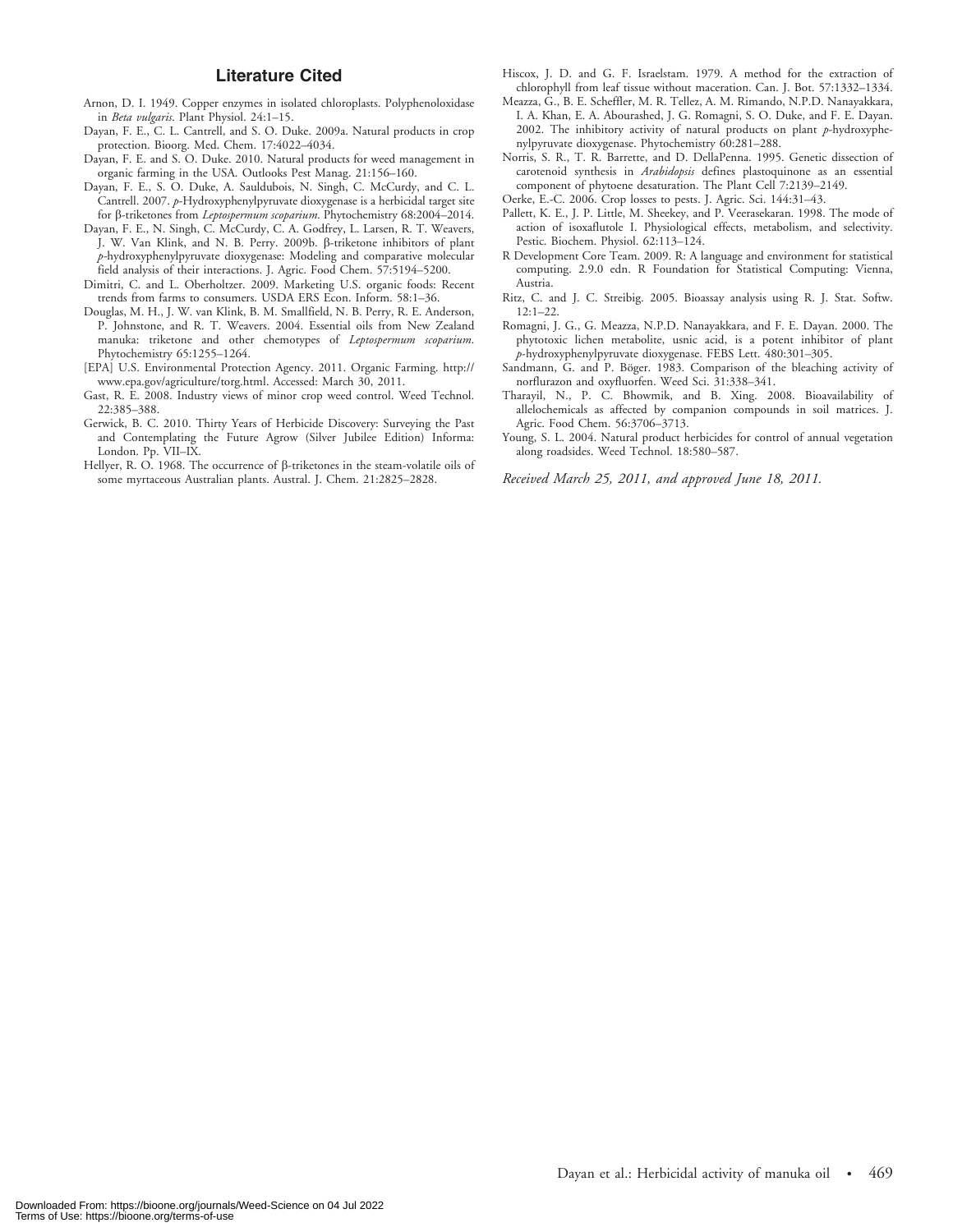## Literature Cited

Arnon, D. I. 1949. Copper enzymes in isolated chloroplasts. Polyphenoloxidase in *Beta vulgaris*. Plant Physiol. 24:1–15.

Dayan, F. E., C. L. Cantrell, and S. O. Duke. 2009a. Natural products in crop protection. Bioorg. Med. Chem. 17:4022–4034.

Dayan, F. E. and S. O. Duke. 2010. Natural products for weed management in organic farming in the USA. Outlooks Pest Manag. 21:156–160.

Dayan, F. E., S. O. Duke, A. Sauldubois, N. Singh, C. McCurdy, and C. L. Cantrell. 2007. *p*-Hydroxyphenylpyruvate dioxygenase is a herbicidal target site for β-triketones from *Leptospermum scoparium*. Phytochemistry 68:2004–2014.

Dayan, F. E., N. Singh, C. McCurdy, C. A. Godfrey, L. Larsen, R. T. Weavers, J. W. Van Klink, and N. B. Perry. 2009b. β-triketone inhibitors of plant *p*-hydroxyphenylpyruvate dioxygenase: Modeling and comparative molecular field analysis of their interactions. J. Agric. Food Chem. 57:5194–5200.

Dimitri, C. and L. Oberholtzer. 2009. Marketing U.S. organic foods: Recent trends from farms to consumers. USDA ERS Econ. Inform. 58:1–36.

Douglas, M. H., J. W. van Klink, B. M. Smallfield, N. B. Perry, R. E. Anderson, P. Johnstone, and R. T. Weavers. 2004. Essential oils from New Zealand manuka: triketone and other chemotypes of *Leptospermum scoparium*. Phytochemistry 65:1255–1264.

[EPA] U.S. Environmental Protection Agency. 2011. Organic Farming. http://www.epa.gov/agriculture/torg.html. Accessed: March 30, 2011.

Gast, R. E. 2008. Industry views of minor crop weed control. Weed Technol. 22:385–388.

Gerwick, B. C. 2010. Thirty Years of Herbicide Discovery: Surveying the Past and Contemplating the Future Agrow (Silver Jubilee Edition) Informa: London. Pp. VII–IX.

Hellyer, R. O. 1968. The occurrence of β-triketones in the steam-volatile oils of some myrtaceous Australian plants. Austral. J. Chem. 21:2825–2828.

Hiscox, J. D. and G. F. Israelstam. 1979. A method for the extraction of chlorophyll from leaf tissue without maceration. Can. J. Bot. 57:1332–1334.

Meazza, G., B. E. Scheffler, M. R. Tellez, A. M. Rimando, N.P.D. Nanayakkara, I. A. Khan, E. A. Abourashed, J. G. Romagni, S. O. Duke, and F. E. Dayan. 2002. The inhibitory activity of natural products on plant *p*-hydroxyphenylpyruvate dioxygenase. Phytochemistry 60:281–288.

Norris, S. R., T. R. Barrette, and D. DellaPenna. 1995. Genetic dissection of carotenoid synthesis in *Arabidopsis* defines plastoquinone as an essential component of phytoene desaturation. The Plant Cell 7:2139–2149.

Oerke, E.-C. 2006. Crop losses to pests. J. Agric. Sci. 144:31–43.

Pallett, K. E., J. P. Little, M. Sheekey, and P. Veerasekaran. 1998. The mode of action of isoxaflutole I. Physiological effects, metabolism, and selectivity. Pestic. Biochem. Physiol. 62:113–124.

R Development Core Team. 2009. R: A language and environment for statistical computing. 2.9.0 edn. R Foundation for Statistical Computing: Vienna, Austria.

Ritz, C. and J. C. Streibig. 2005. Bioassay analysis using R. J. Stat. Softw. 12:1–22.

Romagni, J. G., G. Meazza, N.P.D. Nanayakkara, and F. E. Dayan. 2000. The phytotoxic lichen metabolite, usnic acid, is a potent inhibitor of plant *p*-hydroxyphenylpyruvate dioxygenase. FEBS Lett. 480:301–305.

Sandmann, G. and P. Böger. 1983. Comparison of the bleaching activity of norflurazon and oxyfluorfen. Weed Sci. 31:338–341.

Tharayil, N., P. C. Bhowmik, and B. Xing. 2008. Bioavailability of allelochemicals as affected by companion compounds in soil matrices. J. Agric. Food Chem. 56:3706–3713.

Young, S. L. 2004. Natural product herbicides for control of annual vegetation along roadsides. Weed Technol. 18:580–587.

*Received March 25, 2011, and approved June 18, 2011.*